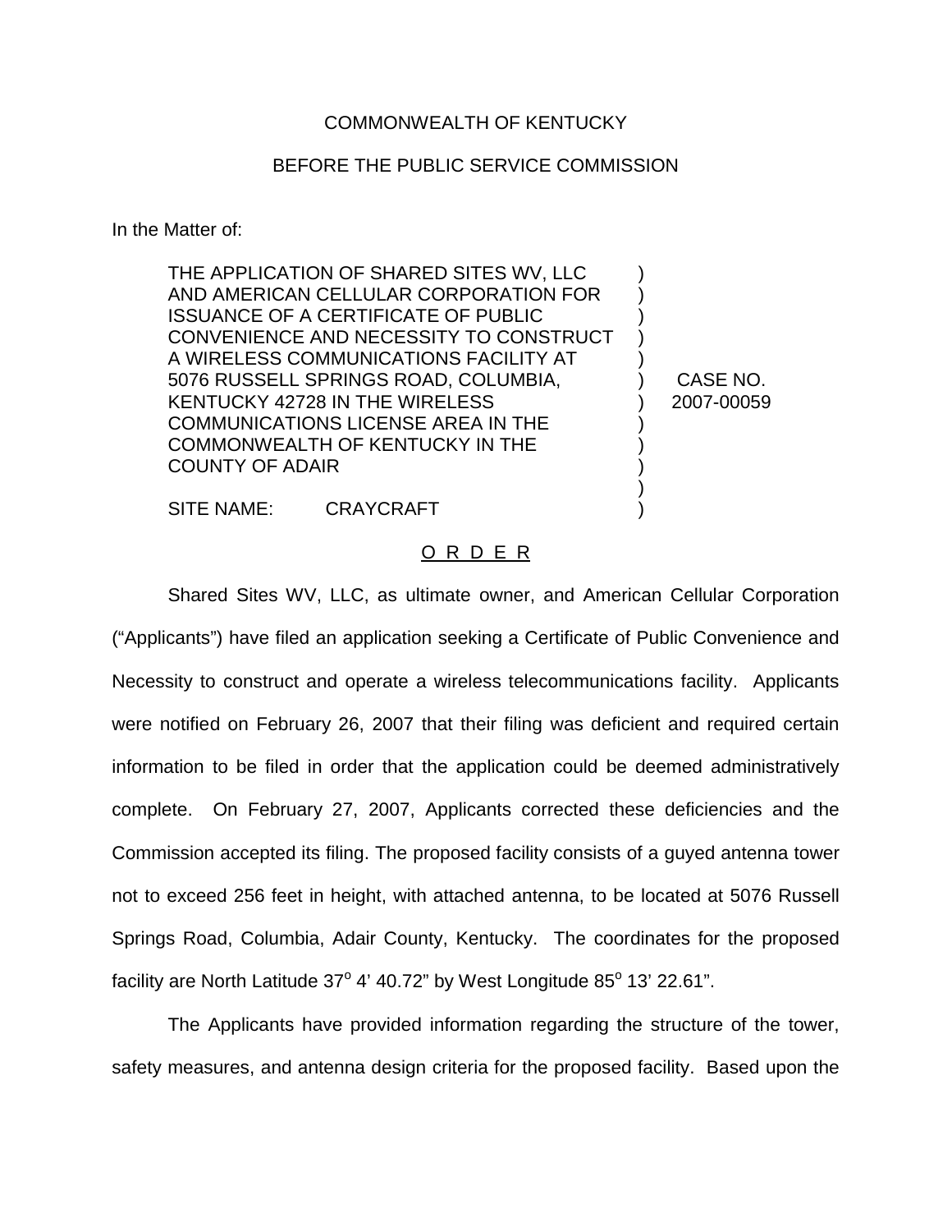COMMONWEALTH OF KENTUCKY

BEFORE THE PUBLIC SERVICE COMMISSION

In the Matter of:

THE APPLICATION OF SHARED SITES WV, LLC AND AMERICAN CELLULAR CORPORATION FOR ISSUANCE OF A CERTIFICATE OF PUBLIC CONVENIENCE AND NECESSITY TO CONSTRUCT A WIRELESS COMMUNICATIONS FACILITY AT 5076 RUSSELL SPRINGS ROAD, COLUMBIA, KENTUCKY 42728 IN THE WIRELESS COMMUNICATIONS LICENSE AREA IN THE COMMONWEALTH OF KENTUCKY IN THE COUNTY OF ADAIR

SITE NAME: CRAYCRAFT

CASE NO. 2007-00059

O R D E R

Shared Sites WV, LLC, as ultimate owner, and American Cellular Corporation ("Applicants") have filed an application seeking a Certificate of Public Convenience and Necessity to construct and operate a wireless telecommunications facility. Applicants were notified on February 26, 2007 that their filing was deficient and required certain information to be filed in order that the application could be deemed administratively complete. On February 27, 2007, Applicants corrected these deficiencies and the Commission accepted its filing. The proposed facility consists of a guyed antenna tower not to exceed 256 feet in height, with attached antenna, to be located at 5076 Russell Springs Road, Columbia, Adair County, Kentucky. The coordinates for the proposed facility are North Latitude 37° 4' 40.72" by West Longitude 85° 13' 22.61".

The Applicants have provided information regarding the structure of the tower, safety measures, and antenna design criteria for the proposed facility. Based upon the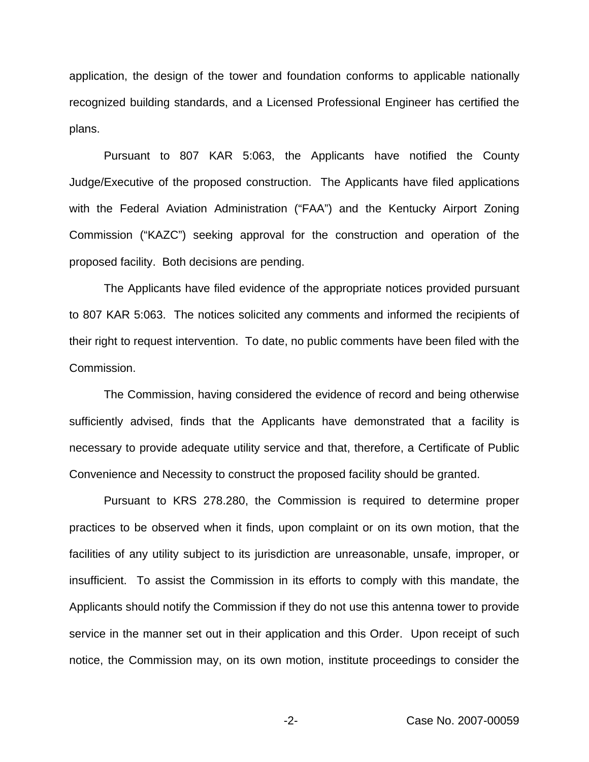application, the design of the tower and foundation conforms to applicable nationally recognized building standards, and a Licensed Professional Engineer has certified the plans.

Pursuant to 807 KAR 5:063, the Applicants have notified the County Judge/Executive of the proposed construction. The Applicants have filed applications with the Federal Aviation Administration ("FAA") and the Kentucky Airport Zoning Commission ("KAZC") seeking approval for the construction and operation of the proposed facility. Both decisions are pending.

The Applicants have filed evidence of the appropriate notices provided pursuant to 807 KAR 5:063. The notices solicited any comments and informed the recipients of their right to request intervention. To date, no public comments have been filed with the Commission.

The Commission, having considered the evidence of record and being otherwise sufficiently advised, finds that the Applicants have demonstrated that a facility is necessary to provide adequate utility service and that, therefore, a Certificate of Public Convenience and Necessity to construct the proposed facility should be granted.

Pursuant to KRS 278.280, the Commission is required to determine proper practices to be observed when it finds, upon complaint or on its own motion, that the facilities of any utility subject to its jurisdiction are unreasonable, unsafe, improper, or insufficient. To assist the Commission in its efforts to comply with this mandate, the Applicants should notify the Commission if they do not use this antenna tower to provide service in the manner set out in their application and this Order. Upon receipt of such notice, the Commission may, on its own motion, institute proceedings to consider the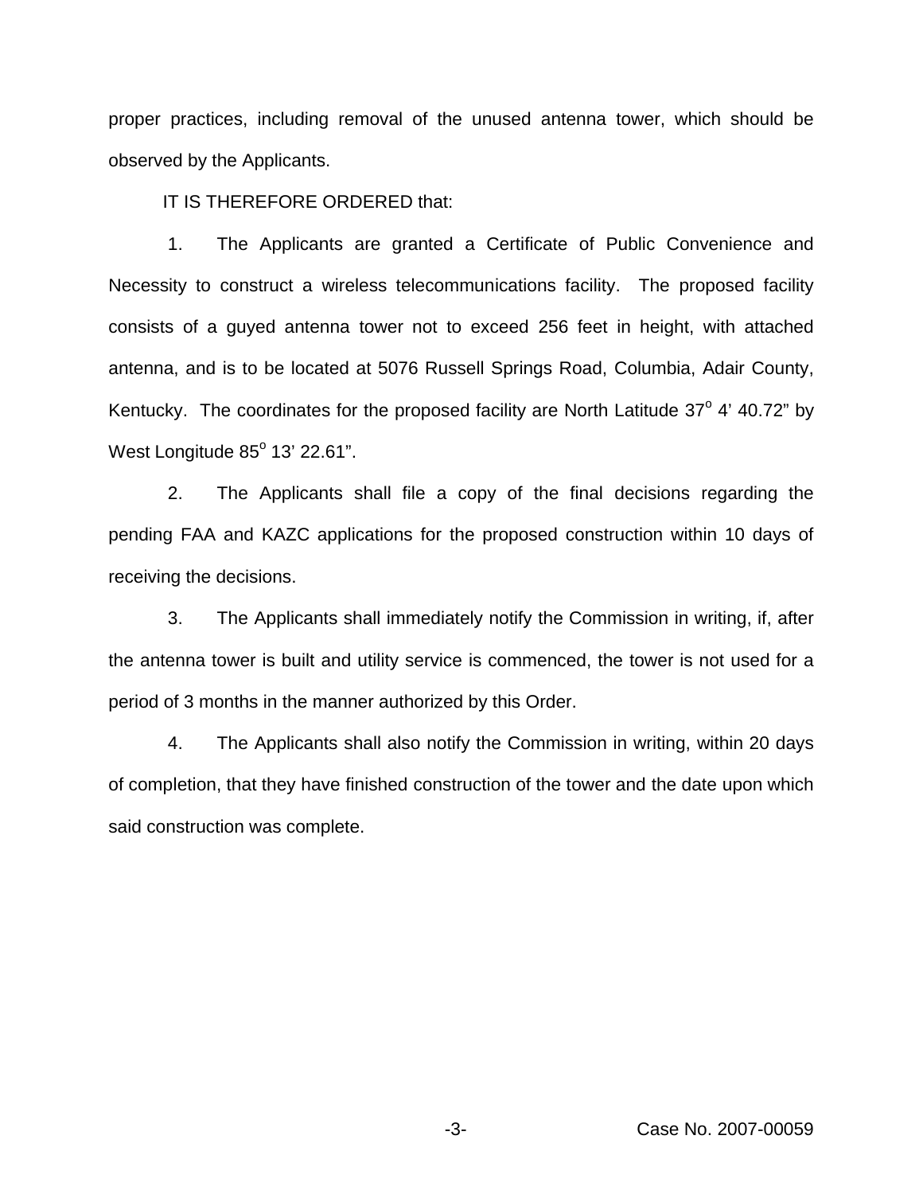proper practices, including removal of the unused antenna tower, which should be observed by the Applicants.

IT IS THEREFORE ORDERED that:

1. The Applicants are granted a Certificate of Public Convenience and Necessity to construct a wireless telecommunications facility. The proposed facility consists of a guyed antenna tower not to exceed 256 feet in height, with attached antenna, and is to be located at 5076 Russell Springs Road, Columbia, Adair County, Kentucky. The coordinates for the proposed facility are North Latitude 37° 4' 40.72" by West Longitude 85° 13' 22.61".

2. The Applicants shall file a copy of the final decisions regarding the pending FAA and KAZC applications for the proposed construction within 10 days of receiving the decisions.

3. The Applicants shall immediately notify the Commission in writing, if, after the antenna tower is built and utility service is commenced, the tower is not used for a period of 3 months in the manner authorized by this Order.

4. The Applicants shall also notify the Commission in writing, within 20 days of completion, that they have finished construction of the tower and the date upon which said construction was complete.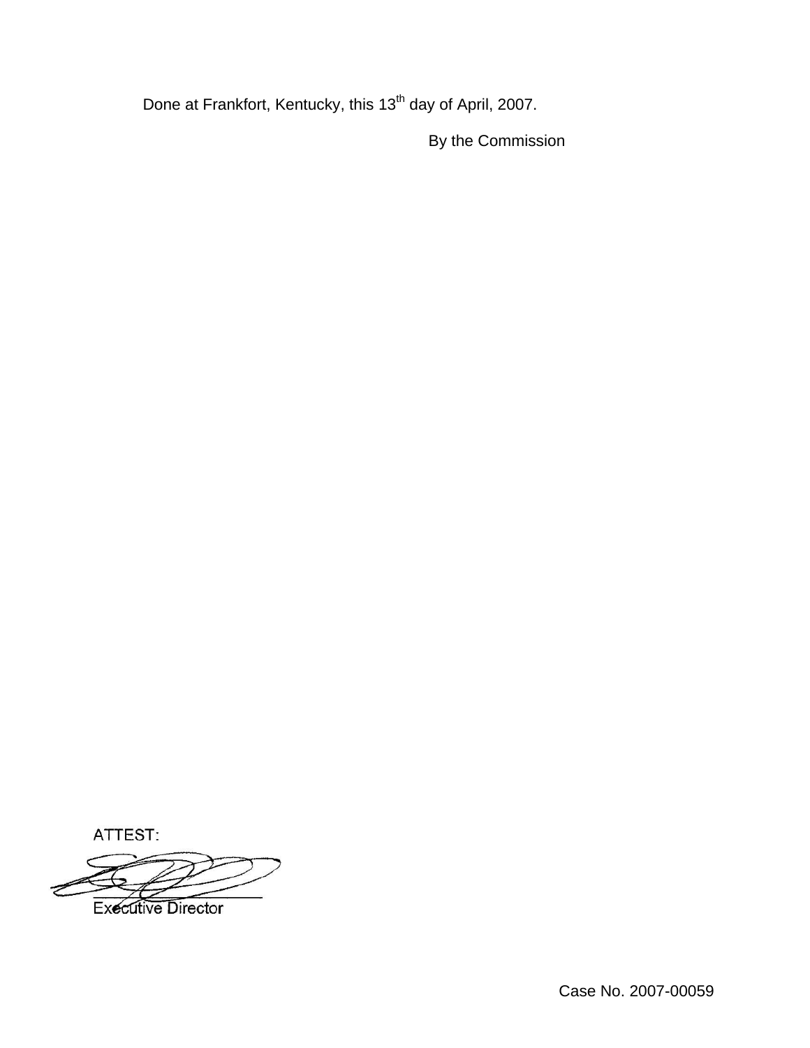Done at Frankfort, Kentucky, this 13th day of April, 2007.

By the Commission

ATTEST:

Executive Director

Case No. 2007-00059